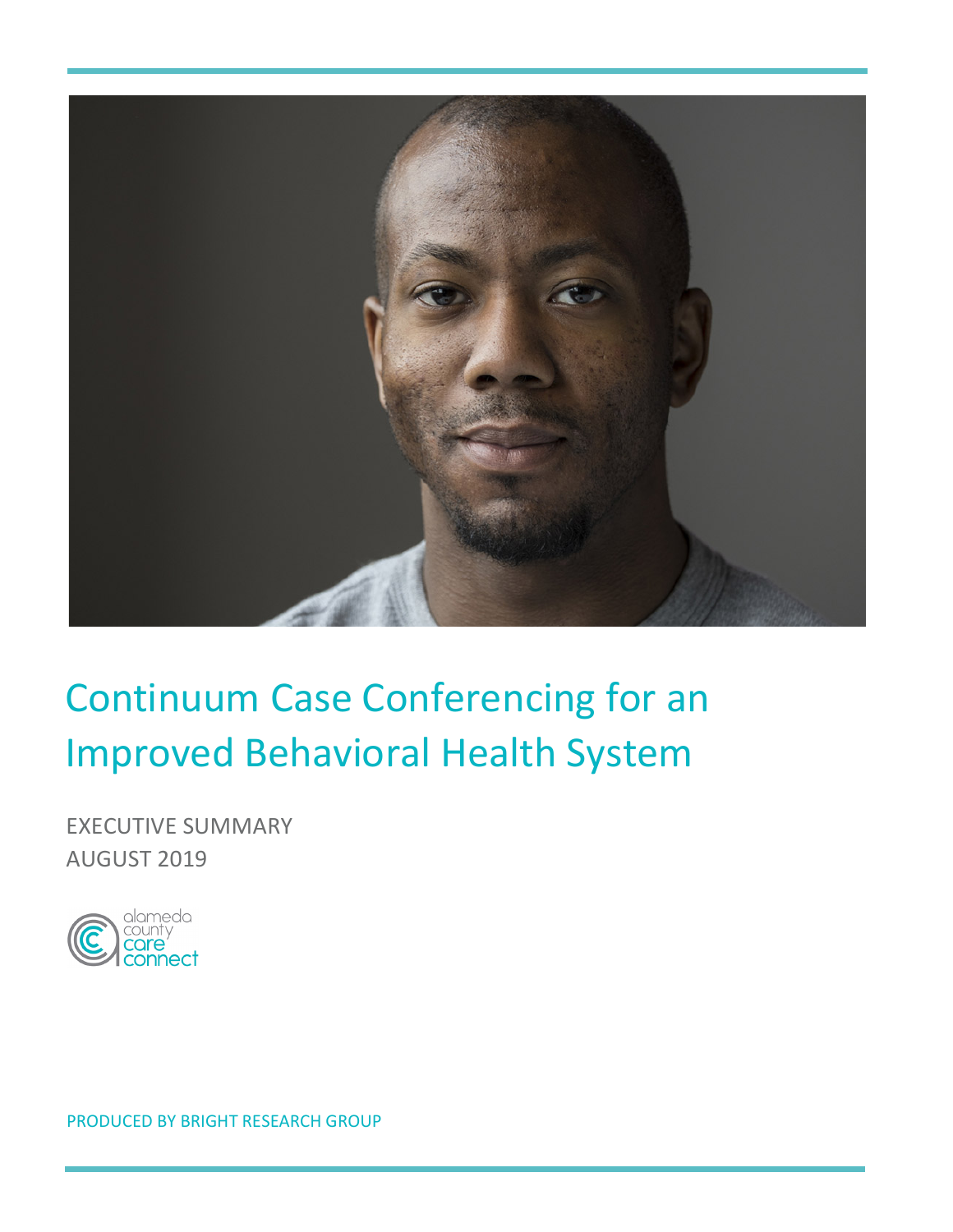# Continuum Case Conferencing for an Improved Behavioral Health System

EXECUTIVE SUMMARY
AUGUST 2019

alameda county care connect

PRODUCED BY BRIGHT RESEARCH GROUP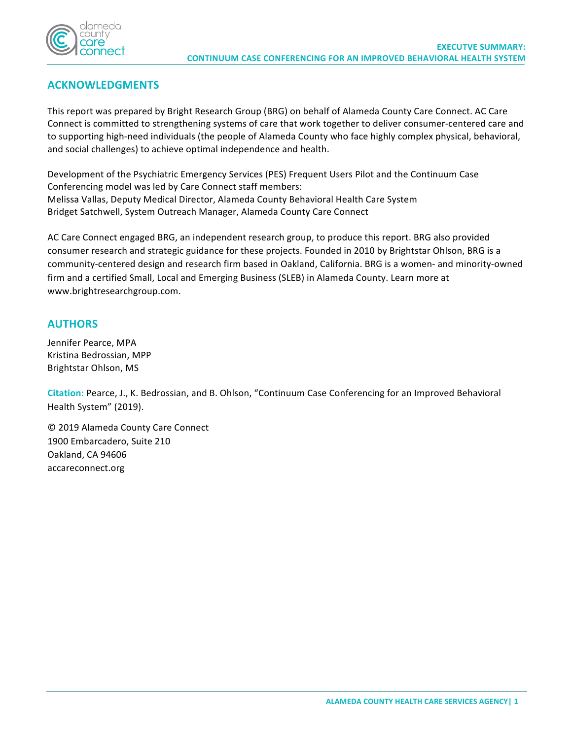## ACKNOWLEDGMENTS

This report was prepared by Bright Research Group (BRG) on behalf of Alameda County Care Connect. AC Care Connect is committed to strengthening systems of care that work together to deliver consumer-centered care and to supporting high-need individuals (the people of Alameda County who face highly complex physical, behavioral, and social challenges) to achieve optimal independence and health.

Development of the Psychiatric Emergency Services (PES) Frequent Users Pilot and the Continuum Case Conferencing model was led by Care Connect staff members:
Melissa Vallas, Deputy Medical Director, Alameda County Behavioral Health Care System
Bridget Satchwell, System Outreach Manager, Alameda County Care Connect

AC Care Connect engaged BRG, an independent research group, to produce this report. BRG also provided consumer research and strategic guidance for these projects. Founded in 2010 by Brightstar Ohlson, BRG is a community-centered design and research firm based in Oakland, California. BRG is a women- and minority-owned firm and a certified Small, Local and Emerging Business (SLEB) in Alameda County. Learn more at www.brightresearchgroup.com.

## AUTHORS

Jennifer Pearce, MPA
Kristina Bedrossian, MPP
Brightstar Ohlson, MS

**Citation:** Pearce, J., K. Bedrossian, and B. Ohlson, "Continuum Case Conferencing for an Improved Behavioral Health System" (2019).

© 2019 Alameda County Care Connect
1900 Embarcadero, Suite 210
Oakland, CA 94606
accareconnect.org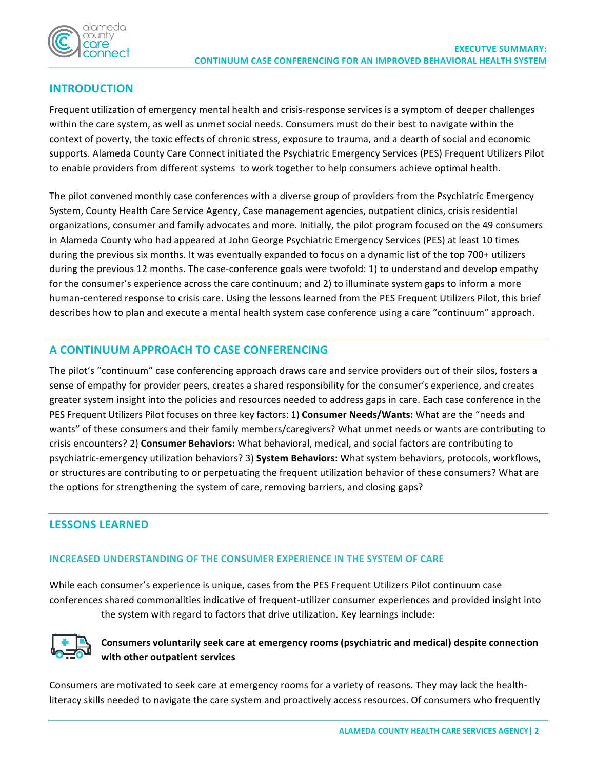## INTRODUCTION

Frequent utilization of emergency mental health and crisis-response services is a symptom of deeper challenges within the care system, as well as unmet social needs. Consumers must do their best to navigate within the context of poverty, the toxic effects of chronic stress, exposure to trauma, and a dearth of social and economic supports. Alameda County Care Connect initiated the Psychiatric Emergency Services (PES) Frequent Utilizers Pilot to enable providers from different systems to work together to help consumers achieve optimal health.

The pilot convened monthly case conferences with a diverse group of providers from the Psychiatric Emergency System, County Health Care Service Agency, Case management agencies, outpatient clinics, crisis residential organizations, consumer and family advocates and more. Initially, the pilot program focused on the 49 consumers in Alameda County who had appeared at John George Psychiatric Emergency Services (PES) at least 10 times during the previous six months. It was eventually expanded to focus on a dynamic list of the top 700+ utilizers during the previous 12 months. The case-conference goals were twofold: 1) to understand and develop empathy for the consumer's experience across the care continuum; and 2) to illuminate system gaps to inform a more human-centered response to crisis care. Using the lessons learned from the PES Frequent Utilizers Pilot, this brief describes how to plan and execute a mental health system case conference using a care "continuum" approach.

## A CONTINUUM APPROACH TO CASE CONFERENCING

The pilot's "continuum" case conferencing approach draws care and service providers out of their silos, fosters a sense of empathy for provider peers, creates a shared responsibility for the consumer's experience, and creates greater system insight into the policies and resources needed to address gaps in care. Each case conference in the PES Frequent Utilizers Pilot focuses on three key factors: 1) **Consumer Needs/Wants:** What are the "needs and wants" of these consumers and their family members/caregivers? What unmet needs or wants are contributing to crisis encounters? 2) **Consumer Behaviors:** What behavioral, medical, and social factors are contributing to psychiatric-emergency utilization behaviors? 3) **System Behaviors:** What system behaviors, protocols, workflows, or structures are contributing to or perpetuating the frequent utilization behavior of these consumers? What are the options for strengthening the system of care, removing barriers, and closing gaps?

## LESSONS LEARNED

### INCREASED UNDERSTANDING OF THE CONSUMER EXPERIENCE IN THE SYSTEM OF CARE

While each consumer's experience is unique, cases from the PES Frequent Utilizers Pilot continuum case conferences shared commonalities indicative of frequent-utilizer consumer experiences and provided insight into the system with regard to factors that drive utilization. Key learnings include:

**Consumers voluntarily seek care at emergency rooms (psychiatric and medical) despite connection with other outpatient services**

Consumers are motivated to seek care at emergency rooms for a variety of reasons. They may lack the health-literacy skills needed to navigate the care system and proactively access resources. Of consumers who frequently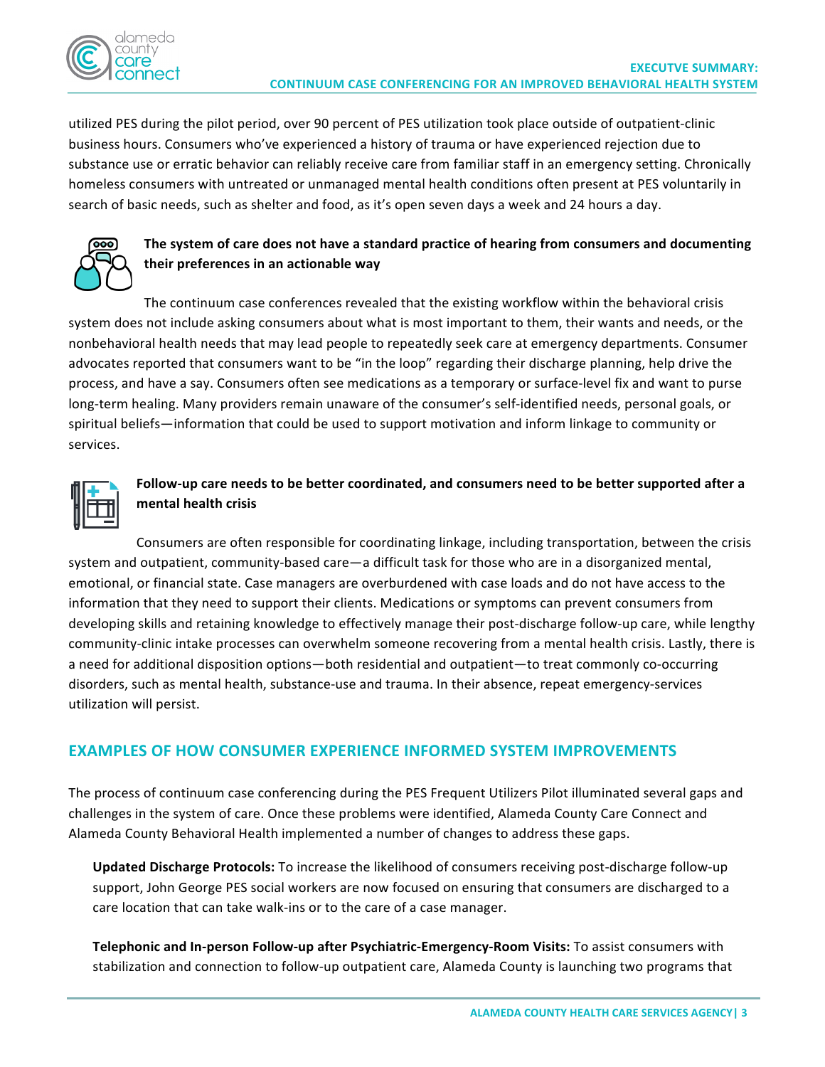utilized PES during the pilot period, over 90 percent of PES utilization took place outside of outpatient-clinic business hours. Consumers who've experienced a history of trauma or have experienced rejection due to substance use or erratic behavior can reliably receive care from familiar staff in an emergency setting. Chronically homeless consumers with untreated or unmanaged mental health conditions often present at PES voluntarily in search of basic needs, such as shelter and food, as it's open seven days a week and 24 hours a day.

**The system of care does not have a standard practice of hearing from consumers and documenting their preferences in an actionable way**

The continuum case conferences revealed that the existing workflow within the behavioral crisis system does not include asking consumers about what is most important to them, their wants and needs, or the nonbehavioral health needs that may lead people to repeatedly seek care at emergency departments. Consumer advocates reported that consumers want to be "in the loop" regarding their discharge planning, help drive the process, and have a say. Consumers often see medications as a temporary or surface-level fix and want to purse long-term healing. Many providers remain unaware of the consumer's self-identified needs, personal goals, or spiritual beliefs—information that could be used to support motivation and inform linkage to community or services.

**Follow-up care needs to be better coordinated, and consumers need to be better supported after a mental health crisis**

Consumers are often responsible for coordinating linkage, including transportation, between the crisis system and outpatient, community-based care—a difficult task for those who are in a disorganized mental, emotional, or financial state. Case managers are overburdened with case loads and do not have access to the information that they need to support their clients. Medications or symptoms can prevent consumers from developing skills and retaining knowledge to effectively manage their post-discharge follow-up care, while lengthy community-clinic intake processes can overwhelm someone recovering from a mental health crisis. Lastly, there is a need for additional disposition options—both residential and outpatient—to treat commonly co-occurring disorders, such as mental health, substance-use and trauma. In their absence, repeat emergency-services utilization will persist.

## EXAMPLES OF HOW CONSUMER EXPERIENCE INFORMED SYSTEM IMPROVEMENTS

The process of continuum case conferencing during the PES Frequent Utilizers Pilot illuminated several gaps and challenges in the system of care. Once these problems were identified, Alameda County Care Connect and Alameda County Behavioral Health implemented a number of changes to address these gaps.

**Updated Discharge Protocols:** To increase the likelihood of consumers receiving post-discharge follow-up support, John George PES social workers are now focused on ensuring that consumers are discharged to a care location that can take walk-ins or to the care of a case manager.

**Telephonic and In-person Follow-up after Psychiatric-Emergency-Room Visits:** To assist consumers with stabilization and connection to follow-up outpatient care, Alameda County is launching two programs that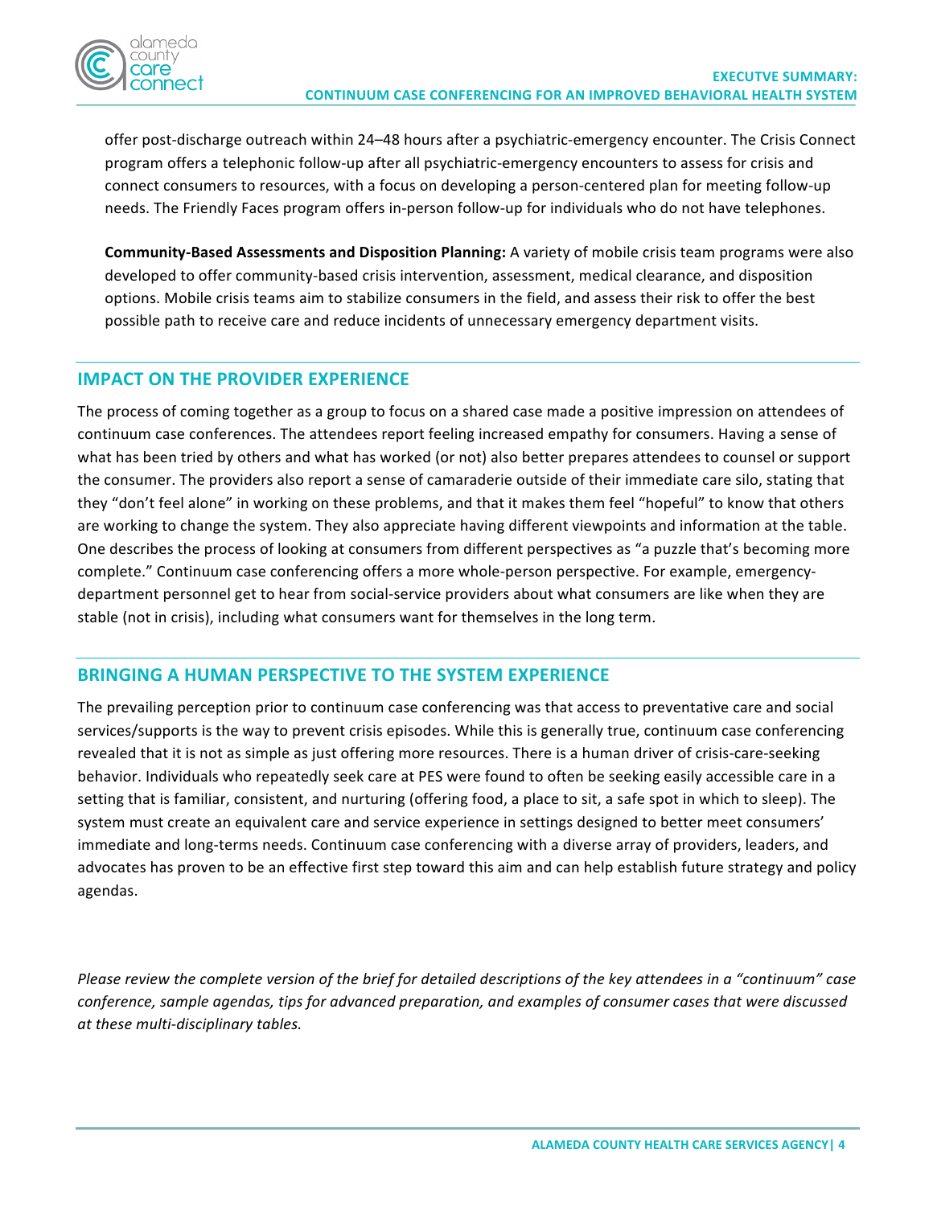offer post-discharge outreach within 24–48 hours after a psychiatric-emergency encounter. The Crisis Connect program offers a telephonic follow-up after all psychiatric-emergency encounters to assess for crisis and connect consumers to resources, with a focus on developing a person-centered plan for meeting follow-up needs. The Friendly Faces program offers in-person follow-up for individuals who do not have telephones.

**Community-Based Assessments and Disposition Planning:** A variety of mobile crisis team programs were also developed to offer community-based crisis intervention, assessment, medical clearance, and disposition options. Mobile crisis teams aim to stabilize consumers in the field, and assess their risk to offer the best possible path to receive care and reduce incidents of unnecessary emergency department visits.

## IMPACT ON THE PROVIDER EXPERIENCE

The process of coming together as a group to focus on a shared case made a positive impression on attendees of continuum case conferences. The attendees report feeling increased empathy for consumers. Having a sense of what has been tried by others and what has worked (or not) also better prepares attendees to counsel or support the consumer. The providers also report a sense of camaraderie outside of their immediate care silo, stating that they "don't feel alone" in working on these problems, and that it makes them feel "hopeful" to know that others are working to change the system. They also appreciate having different viewpoints and information at the table. One describes the process of looking at consumers from different perspectives as "a puzzle that's becoming more complete." Continuum case conferencing offers a more whole-person perspective. For example, emergency-department personnel get to hear from social-service providers about what consumers are like when they are stable (not in crisis), including what consumers want for themselves in the long term.

## BRINGING A HUMAN PERSPECTIVE TO THE SYSTEM EXPERIENCE

The prevailing perception prior to continuum case conferencing was that access to preventative care and social services/supports is the way to prevent crisis episodes. While this is generally true, continuum case conferencing revealed that it is not as simple as just offering more resources. There is a human driver of crisis-care-seeking behavior. Individuals who repeatedly seek care at PES were found to often be seeking easily accessible care in a setting that is familiar, consistent, and nurturing (offering food, a place to sit, a safe spot in which to sleep). The system must create an equivalent care and service experience in settings designed to better meet consumers' immediate and long-terms needs. Continuum case conferencing with a diverse array of providers, leaders, and advocates has proven to be an effective first step toward this aim and can help establish future strategy and policy agendas.

*Please review the complete version of the brief for detailed descriptions of the key attendees in a "continuum" case conference, sample agendas, tips for advanced preparation, and examples of consumer cases that were discussed at these multi-disciplinary tables.*